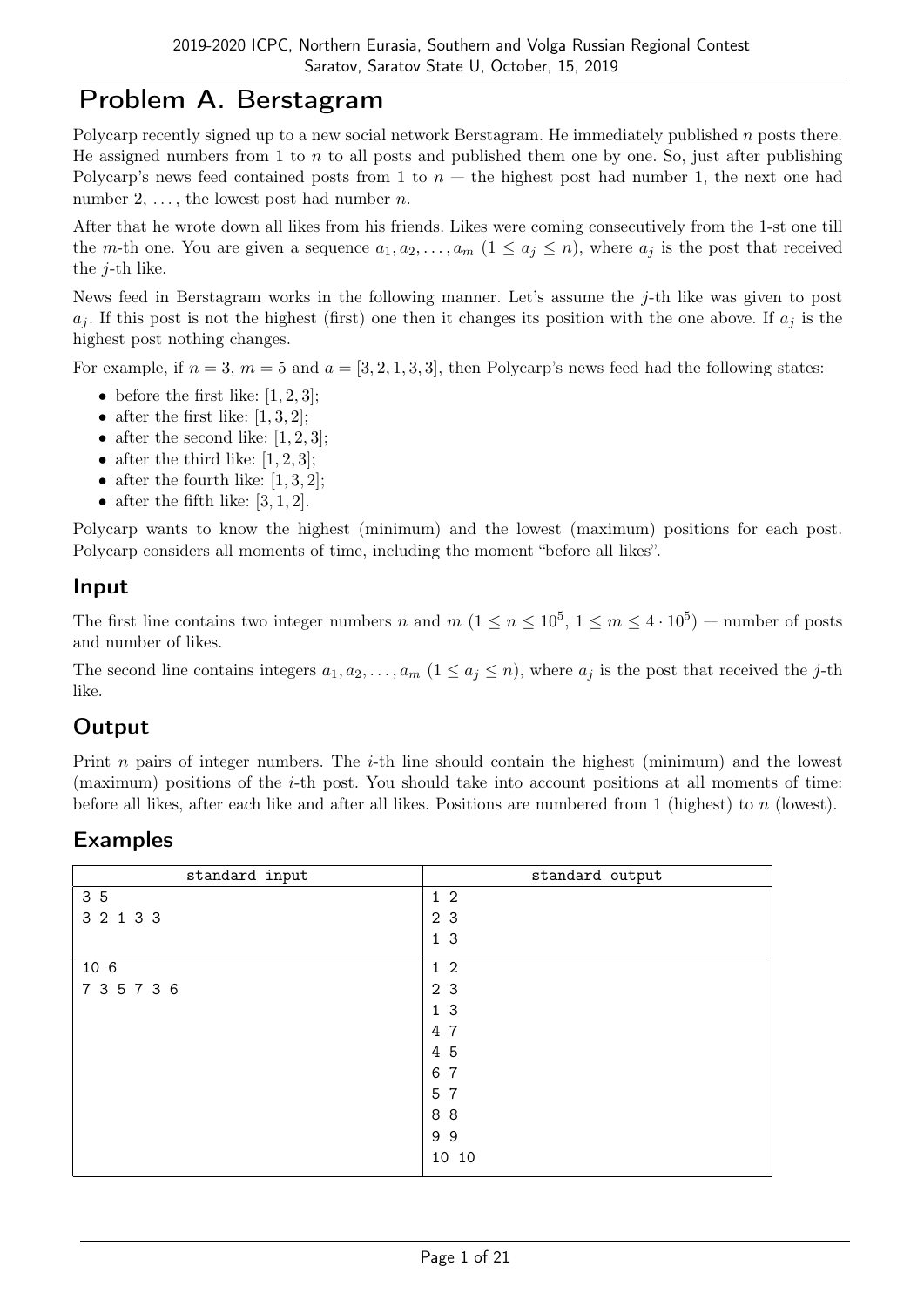# Problem A. Berstagram

Polycarp recently signed up to a new social network Berstagram. He immediately published $n$ posts there. He assigned numbers from 1 to $n$ to all posts and published them one by one. So, just after publishing Polycarp's news feed contained posts from 1 to $n$ — the highest post had number 1, the next one had number 2, $\ldots$, the lowest post had number $n$.

After that he wrote down all likes from his friends. Likes were coming consecutively from the 1-st one till the $m$-th one. You are given a sequence $a_1, a_2, \ldots, a_m$ ($1 \le a_j \le n$), where $a_j$ is the post that received the $j$-th like.

News feed in Berstagram works in the following manner. Let's assume the $j$-th like was given to post $a_j$. If this post is not the highest (first) one then it changes its position with the one above. If $a_j$ is the highest post nothing changes.

For example, if $n = 3$, $m = 5$ and $a = [3, 2, 1, 3, 3]$, then Polycarp's news feed had the following states:

- before the first like: $[1, 2, 3]$;
- after the first like: $[1, 3, 2]$;
- after the second like: $[1, 2, 3]$;
- after the third like: $[1, 2, 3]$;
- after the fourth like: $[1, 3, 2]$;
- after the fifth like: $[3, 1, 2]$.

Polycarp wants to know the highest (minimum) and the lowest (maximum) positions for each post. Polycarp considers all moments of time, including the moment "before all likes".

## Input

The first line contains two integer numbers $n$ and $m$ ($1 \le n \le 10^5$, $1 \le m \le 4 \cdot 10^5$) — number of posts and number of likes.

The second line contains integers $a_1, a_2, \ldots, a_m$ ($1 \le a_j \le n$), where $a_j$ is the post that received the $j$-th like.

## Output

Print $n$ pairs of integer numbers. The $i$-th line should contain the highest (minimum) and the lowest (maximum) positions of the $i$-th post. You should take into account positions at all moments of time: before all likes, after each like and after all likes. Positions are numbered from 1 (highest) to $n$ (lowest).

## Examples

| standard input | standard output |
|---|---|
| 3 5<br>3 2 1 3 3 | 1 2<br>2 3<br>1 3 |
| 10 6<br>7 3 5 7 3 6 | 1 2<br>2 3<br>1 3<br>4 7<br>4 5<br>6 7<br>5 7<br>8 8<br>9 9<br>10 10 |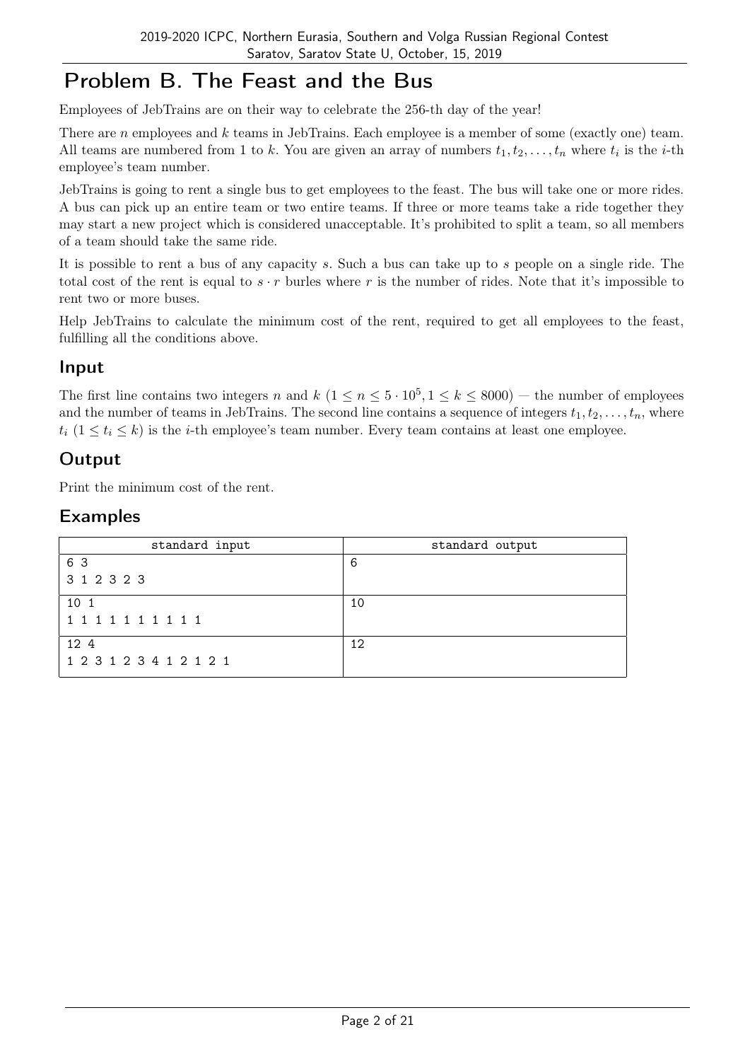# Problem B. The Feast and the Bus

Employees of JebTrains are on their way to celebrate the 256-th day of the year!

There are $n$ employees and $k$ teams in JebTrains. Each employee is a member of some (exactly one) team. All teams are numbered from 1 to $k$. You are given an array of numbers $t_1, t_2, \ldots, t_n$ where $t_i$ is the $i$-th employee's team number.

JebTrains is going to rent a single bus to get employees to the feast. The bus will take one or more rides. A bus can pick up an entire team or two entire teams. If three or more teams take a ride together they may start a new project which is considered unacceptable. It's prohibited to split a team, so all members of a team should take the same ride.

It is possible to rent a bus of any capacity $s$. Such a bus can take up to $s$ people on a single ride. The total cost of the rent is equal to $s \cdot r$ burles where $r$ is the number of rides. Note that it's impossible to rent two or more buses.

Help JebTrains to calculate the minimum cost of the rent, required to get all employees to the feast, fulfilling all the conditions above.

## Input

The first line contains two integers $n$ and $k$ ($1 \leq n \leq 5 \cdot 10^5, 1 \leq k \leq 8000$) — the number of employees and the number of teams in JebTrains. The second line contains a sequence of integers $t_1, t_2, \ldots, t_n$, where $t_i$ ($1 \leq t_i \leq k$) is the $i$-th employee's team number. Every team contains at least one employee.

## Output

Print the minimum cost of the rent.

## Examples

| standard input | standard output |
|---|---|
| 6 3<br>3 1 2 3 2 3 | 6 |
| 10 1<br>1 1 1 1 1 1 1 1 1 1 | 10 |
| 12 4<br>1 2 3 1 2 3 4 1 2 1 2 1 | 12 |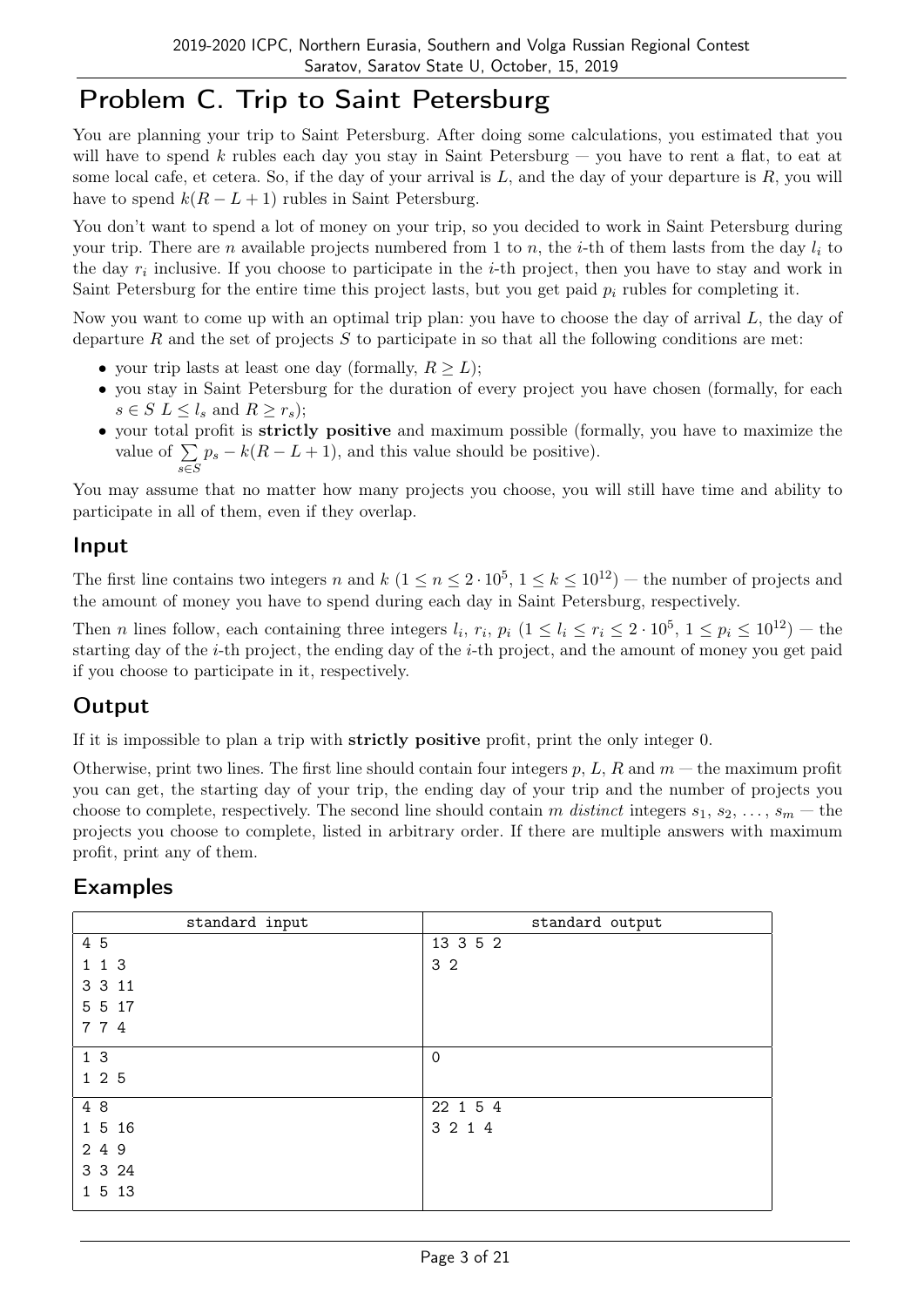# Problem C. Trip to Saint Petersburg

You are planning your trip to Saint Petersburg. After doing some calculations, you estimated that you will have to spend $k$ rubles each day you stay in Saint Petersburg — you have to rent a flat, to eat at some local cafe, et cetera. So, if the day of your arrival is $L$, and the day of your departure is $R$, you will have to spend $k(R - L + 1)$ rubles in Saint Petersburg.

You don't want to spend a lot of money on your trip, so you decided to work in Saint Petersburg during your trip. There are $n$ available projects numbered from 1 to $n$, the $i$-th of them lasts from the day $l_i$ to the day $r_i$ inclusive. If you choose to participate in the $i$-th project, then you have to stay and work in Saint Petersburg for the entire time this project lasts, but you get paid $p_i$ rubles for completing it.

Now you want to come up with an optimal trip plan: you have to choose the day of arrival $L$, the day of departure $R$ and the set of projects $S$ to participate in so that all the following conditions are met:

- your trip lasts at least one day (formally, $R \geq L$);
- you stay in Saint Petersburg for the duration of every project you have chosen (formally, for each $s \in S$ $L \leq l_s$ and $R \geq r_s$);
- your total profit is **strictly positive** and maximum possible (formally, you have to maximize the value of $\sum_{s \in S} p_s - k(R - L + 1)$, and this value should be positive).

You may assume that no matter how many projects you choose, you will still have time and ability to participate in all of them, even if they overlap.

## Input

The first line contains two integers $n$ and $k$ ($1 \leq n \leq 2 \cdot 10^5$, $1 \leq k \leq 10^{12}$) — the number of projects and the amount of money you have to spend during each day in Saint Petersburg, respectively.

Then $n$ lines follow, each containing three integers $l_i$, $r_i$, $p_i$ ($1 \leq l_i \leq r_i \leq 2 \cdot 10^5$, $1 \leq p_i \leq 10^{12}$) — the starting day of the $i$-th project, the ending day of the $i$-th project, and the amount of money you get paid if you choose to participate in it, respectively.

## Output

If it is impossible to plan a trip with **strictly positive** profit, print the only integer 0.

Otherwise, print two lines. The first line should contain four integers $p$, $L$, $R$ and $m$ — the maximum profit you can get, the starting day of your trip, the ending day of your trip and the number of projects you choose to complete, respectively. The second line should contain $m$ *distinct* integers $s_1, s_2, \ldots, s_m$ — the projects you choose to complete, listed in arbitrary order. If there are multiple answers with maximum profit, print any of them.

## Examples

| standard input | standard output |
|---|---|
| 4 5<br>1 1 3<br>3 3 11<br>5 5 17<br>7 7 4 | 13 3 5 2<br>3 2 |
| 1 3<br>1 2 5 | 0 |
| 4 8<br>1 5 16<br>2 4 9<br>3 3 24<br>1 5 13 | 22 1 5 4<br>3 2 1 4 |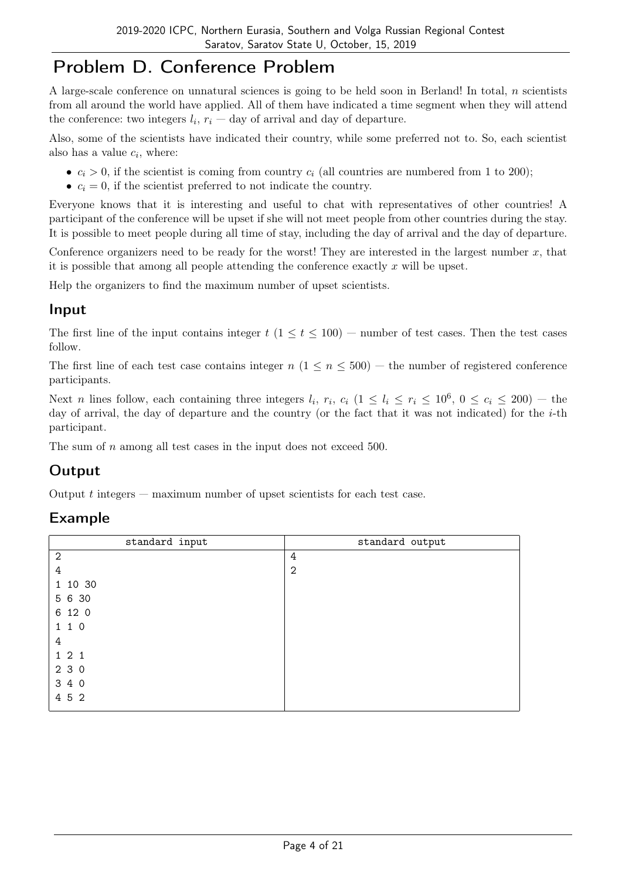# Problem D. Conference Problem

A large-scale conference on unnatural sciences is going to be held soon in Berland! In total, $n$ scientists from all around the world have applied. All of them have indicated a time segment when they will attend the conference: two integers $l_i$, $r_i$ — day of arrival and day of departure.

Also, some of the scientists have indicated their country, while some preferred not to. So, each scientist also has a value $c_i$, where:

- $c_i > 0$, if the scientist is coming from country $c_i$ (all countries are numbered from 1 to 200);
- $c_i = 0$, if the scientist preferred to not indicate the country.

Everyone knows that it is interesting and useful to chat with representatives of other countries! A participant of the conference will be upset if she will not meet people from other countries during the stay. It is possible to meet people during all time of stay, including the day of arrival and the day of departure.

Conference organizers need to be ready for the worst! They are interested in the largest number $x$, that it is possible that among all people attending the conference exactly $x$ will be upset.

Help the organizers to find the maximum number of upset scientists.

## Input

The first line of the input contains integer $t$ ($1 \le t \le 100$) — number of test cases. Then the test cases follow.

The first line of each test case contains integer $n$ ($1 \le n \le 500$) — the number of registered conference participants.

Next $n$ lines follow, each containing three integers $l_i$, $r_i$, $c_i$ ($1 \le l_i \le r_i \le 10^6$, $0 \le c_i \le 200$) — the day of arrival, the day of departure and the country (or the fact that it was not indicated) for the $i$-th participant.

The sum of $n$ among all test cases in the input does not exceed 500.

## Output

Output $t$ integers — maximum number of upset scientists for each test case.

## Example

| standard input | standard output |
|---|---|
| 2<br>4<br>1 10 30<br>5 6 30<br>6 12 0<br>1 1 0<br>4<br>1 2 1<br>2 3 0<br>3 4 0<br>4 5 2 | 4<br>2 |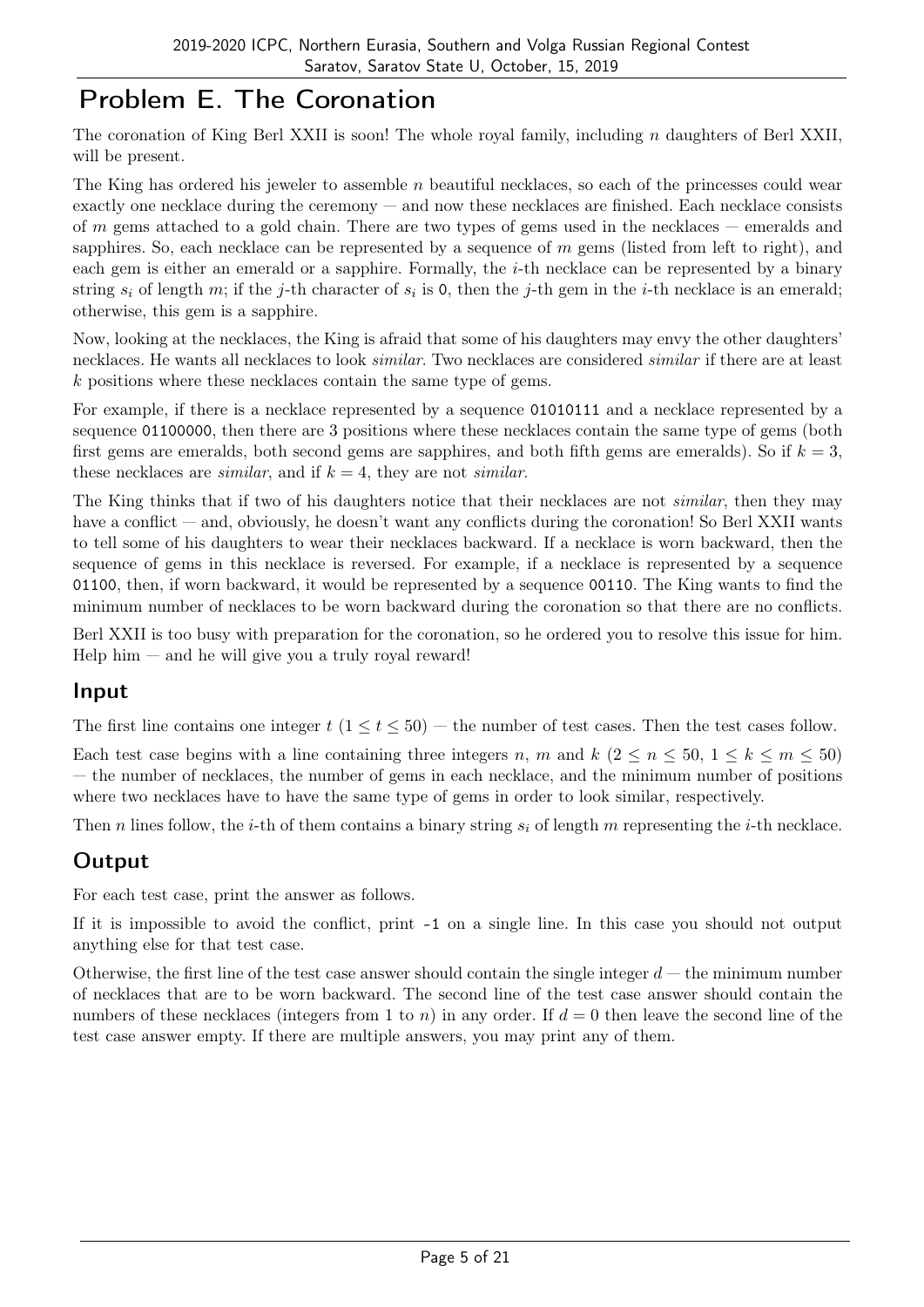# Problem E. The Coronation

The coronation of King Berl XXII is soon! The whole royal family, including $n$ daughters of Berl XXII, will be present.

The King has ordered his jeweler to assemble $n$ beautiful necklaces, so each of the princesses could wear exactly one necklace during the ceremony — and now these necklaces are finished. Each necklace consists of $m$ gems attached to a gold chain. There are two types of gems used in the necklaces — emeralds and sapphires. So, each necklace can be represented by a sequence of $m$ gems (listed from left to right), and each gem is either an emerald or a sapphire. Formally, the $i$-th necklace can be represented by a binary string $s_i$ of length $m$; if the $j$-th character of $s_i$ is 0, then the $j$-th gem in the $i$-th necklace is an emerald; otherwise, this gem is a sapphire.

Now, looking at the necklaces, the King is afraid that some of his daughters may envy the other daughters' necklaces. He wants all necklaces to look *similar*. Two necklaces are considered *similar* if there are at least $k$ positions where these necklaces contain the same type of gems.

For example, if there is a necklace represented by a sequence `01010111` and a necklace represented by a sequence `01100000`, then there are 3 positions where these necklaces contain the same type of gems (both first gems are emeralds, both second gems are sapphires, and both fifth gems are emeralds). So if $k = 3$, these necklaces are *similar*, and if $k = 4$, they are not *similar*.

The King thinks that if two of his daughters notice that their necklaces are not *similar*, then they may have a conflict — and, obviously, he doesn't want any conflicts during the coronation! So Berl XXII wants to tell some of his daughters to wear their necklaces backward. If a necklace is worn backward, then the sequence of gems in this necklace is reversed. For example, if a necklace is represented by a sequence `01100`, then, if worn backward, it would be represented by a sequence `00110`. The King wants to find the minimum number of necklaces to be worn backward during the coronation so that there are no conflicts.

Berl XXII is too busy with preparation for the coronation, so he ordered you to resolve this issue for him. Help him — and he will give you a truly royal reward!

## Input

The first line contains one integer $t$ ($1 \le t \le 50$) — the number of test cases. Then the test cases follow.

Each test case begins with a line containing three integers $n$, $m$ and $k$ ($2 \le n \le 50$, $1 \le k \le m \le 50$) — the number of necklaces, the number of gems in each necklace, and the minimum number of positions where two necklaces have to have the same type of gems in order to look similar, respectively.

Then $n$ lines follow, the $i$-th of them contains a binary string $s_i$ of length $m$ representing the $i$-th necklace.

## Output

For each test case, print the answer as follows.

If it is impossible to avoid the conflict, print `-1` on a single line. In this case you should not output anything else for that test case.

Otherwise, the first line of the test case answer should contain the single integer $d$ — the minimum number of necklaces that are to be worn backward. The second line of the test case answer should contain the numbers of these necklaces (integers from 1 to $n$) in any order. If $d = 0$ then leave the second line of the test case answer empty. If there are multiple answers, you may print any of them.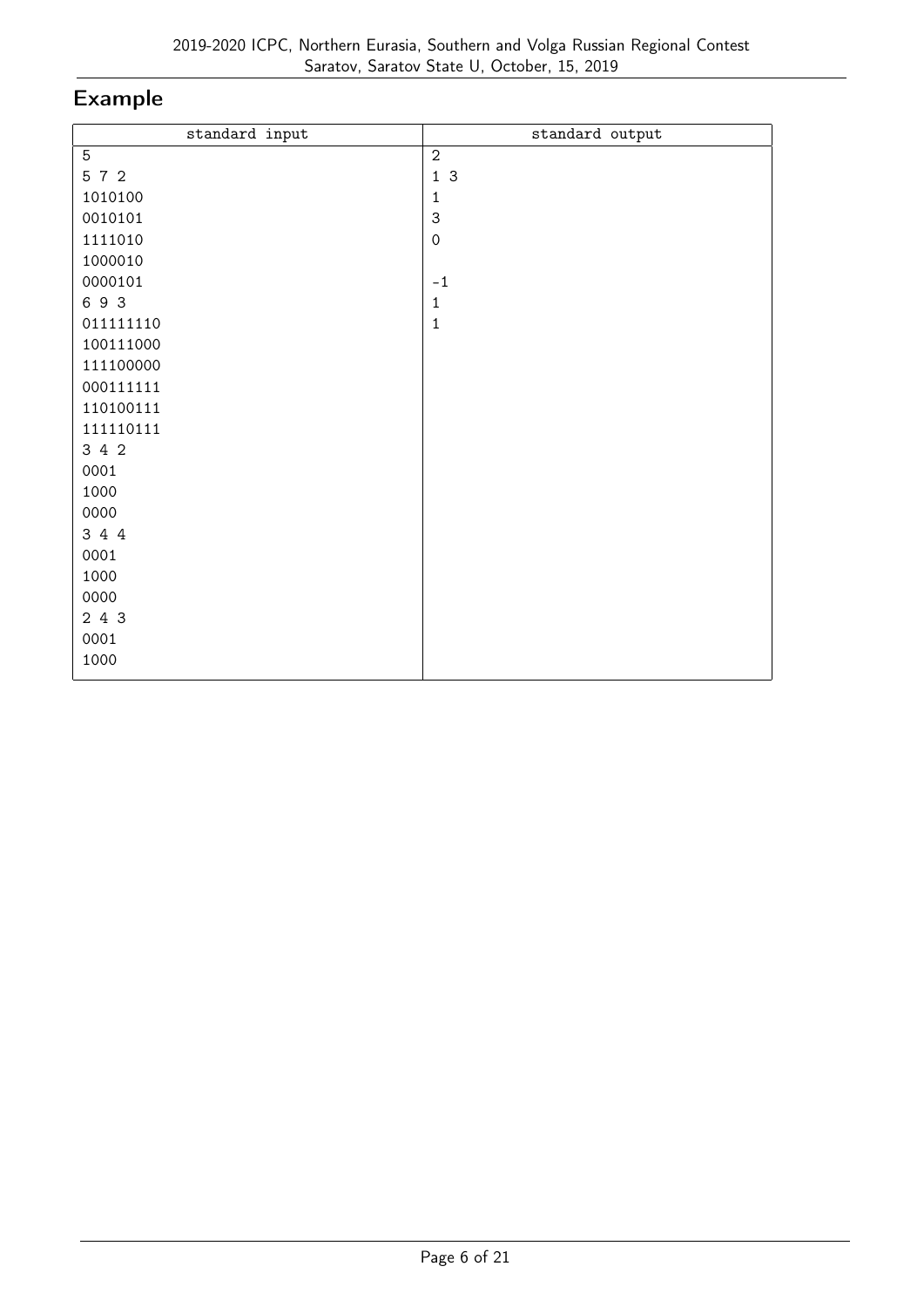## Example

| standard input | standard output |
|---|---|
| 5<br>5 7 2<br>1010100<br>0010101<br>1111010<br>1000010<br>0000101<br>6 9 3<br>011111110<br>100111000<br>111100000<br>000111111<br>110100111<br>111110111<br>3 4 2<br>0001<br>1000<br>0000<br>3 4 4<br>0001<br>1000<br>0000<br>2 4 3<br>0001<br>1000 | 2<br>1 3<br>1<br>3<br>0<br><br>-1<br>1<br>1 |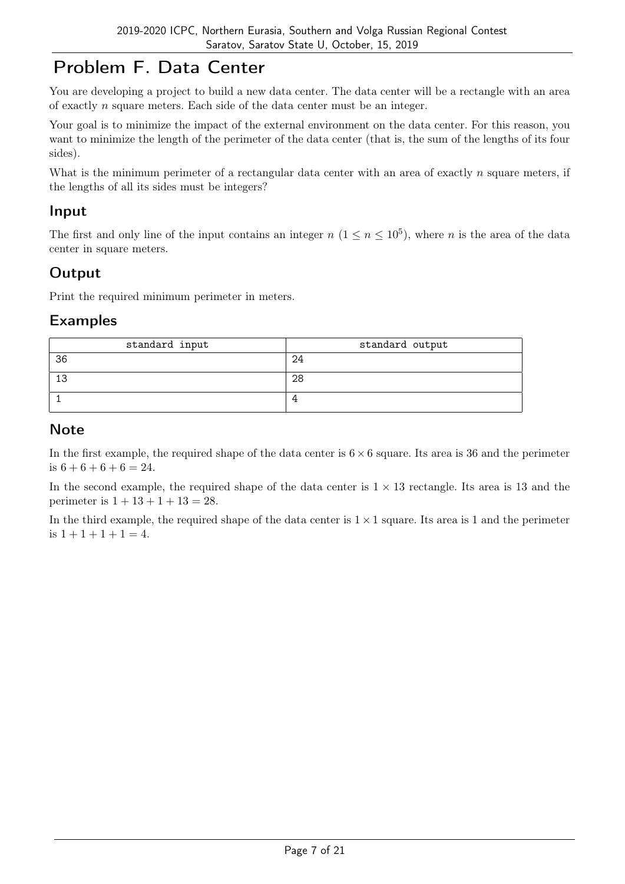# Problem F. Data Center

You are developing a project to build a new data center. The data center will be a rectangle with an area of exactly $n$ square meters. Each side of the data center must be an integer.

Your goal is to minimize the impact of the external environment on the data center. For this reason, you want to minimize the length of the perimeter of the data center (that is, the sum of the lengths of its four sides).

What is the minimum perimeter of a rectangular data center with an area of exactly $n$ square meters, if the lengths of all its sides must be integers?

## Input

The first and only line of the input contains an integer $n$ ($1 \le n \le 10^5$), where $n$ is the area of the data center in square meters.

## Output

Print the required minimum perimeter in meters.

## Examples

| standard input | standard output |
|---|---|
| 36 | 24 |
| 13 | 28 |
| 1 | 4 |

## Note

In the first example, the required shape of the data center is $6 \times 6$ square. Its area is 36 and the perimeter is $6 + 6 + 6 + 6 = 24$.

In the second example, the required shape of the data center is $1 \times 13$ rectangle. Its area is 13 and the perimeter is $1 + 13 + 1 + 13 = 28$.

In the third example, the required shape of the data center is $1 \times 1$ square. Its area is 1 and the perimeter is $1 + 1 + 1 + 1 = 4$.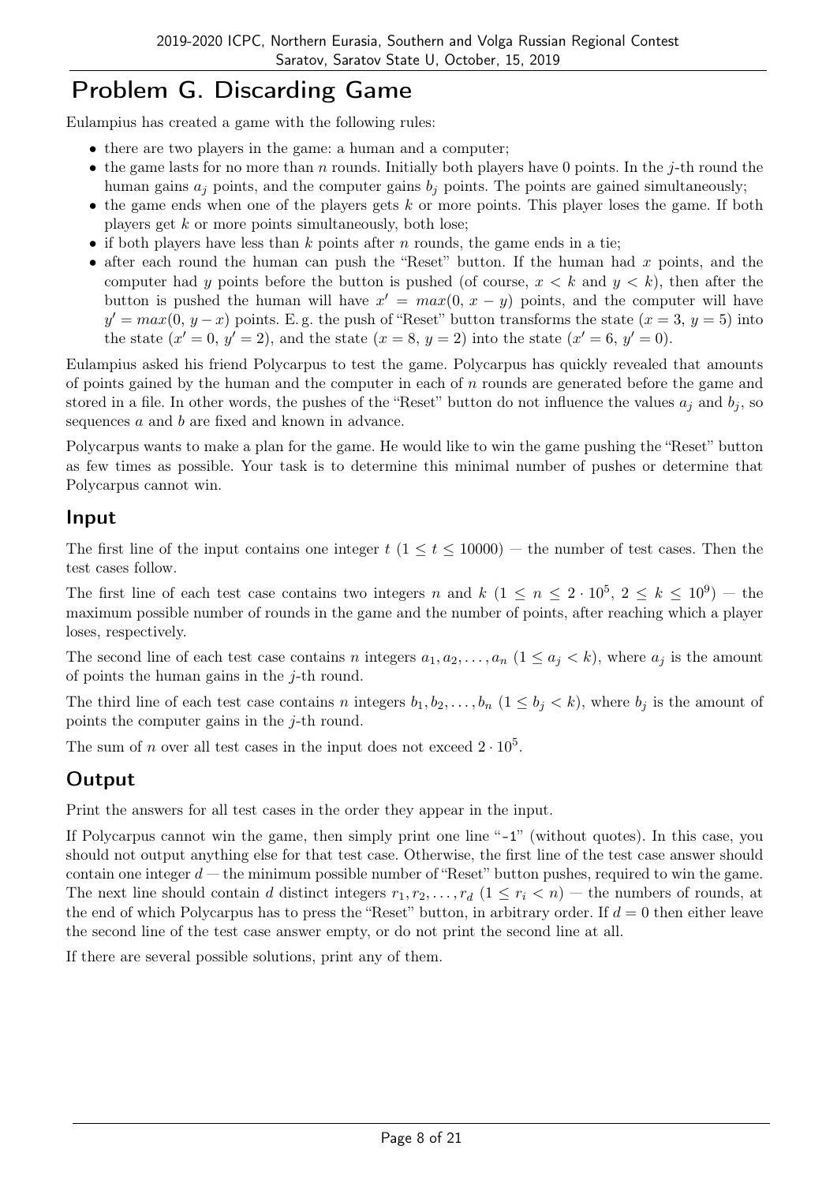# Problem G. Discarding Game

Eulampius has created a game with the following rules:

- there are two players in the game: a human and a computer;
- the game lasts for no more than $n$ rounds. Initially both players have 0 points. In the $j$-th round the human gains $a_j$ points, and the computer gains $b_j$ points. The points are gained simultaneously;
- the game ends when one of the players gets $k$ or more points. This player loses the game. If both players get $k$ or more points simultaneously, both lose;
- if both players have less than $k$ points after $n$ rounds, the game ends in a tie;
- after each round the human can push the "Reset" button. If the human had $x$ points, and the computer had $y$ points before the button is pushed (of course, $x < k$ and $y < k$), then after the button is pushed the human will have $x' = max(0, x - y)$ points, and the computer will have $y' = max(0, y - x)$ points. E. g. the push of "Reset" button transforms the state $(x = 3, y = 5)$ into the state $(x' = 0, y' = 2)$, and the state $(x = 8, y = 2)$ into the state $(x' = 6, y' = 0)$.

Eulampius asked his friend Polycarpus to test the game. Polycarpus has quickly revealed that amounts of points gained by the human and the computer in each of $n$ rounds are generated before the game and stored in a file. In other words, the pushes of the "Reset" button do not influence the values $a_j$ and $b_j$, so sequences $a$ and $b$ are fixed and known in advance.

Polycarpus wants to make a plan for the game. He would like to win the game pushing the "Reset" button as few times as possible. Your task is to determine this minimal number of pushes or determine that Polycarpus cannot win.

## Input

The first line of the input contains one integer $t$ ($1 \le t \le 10000$) — the number of test cases. Then the test cases follow.

The first line of each test case contains two integers $n$ and $k$ ($1 \le n \le 2 \cdot 10^5$, $2 \le k \le 10^9$) — the maximum possible number of rounds in the game and the number of points, after reaching which a player loses, respectively.

The second line of each test case contains $n$ integers $a_1, a_2, \ldots, a_n$ ($1 \le a_j < k$), where $a_j$ is the amount of points the human gains in the $j$-th round.

The third line of each test case contains $n$ integers $b_1, b_2, \ldots, b_n$ ($1 \le b_j < k$), where $b_j$ is the amount of points the computer gains in the $j$-th round.

The sum of $n$ over all test cases in the input does not exceed $2 \cdot 10^5$.

## Output

Print the answers for all test cases in the order they appear in the input.

If Polycarpus cannot win the game, then simply print one line "-1" (without quotes). In this case, you should not output anything else for that test case. Otherwise, the first line of the test case answer should contain one integer $d$ — the minimum possible number of "Reset" button pushes, required to win the game. The next line should contain $d$ distinct integers $r_1, r_2, \ldots, r_d$ ($1 \le r_i < n$) — the numbers of rounds, at the end of which Polycarpus has to press the "Reset" button, in arbitrary order. If $d = 0$ then either leave the second line of the test case answer empty, or do not print the second line at all.

If there are several possible solutions, print any of them.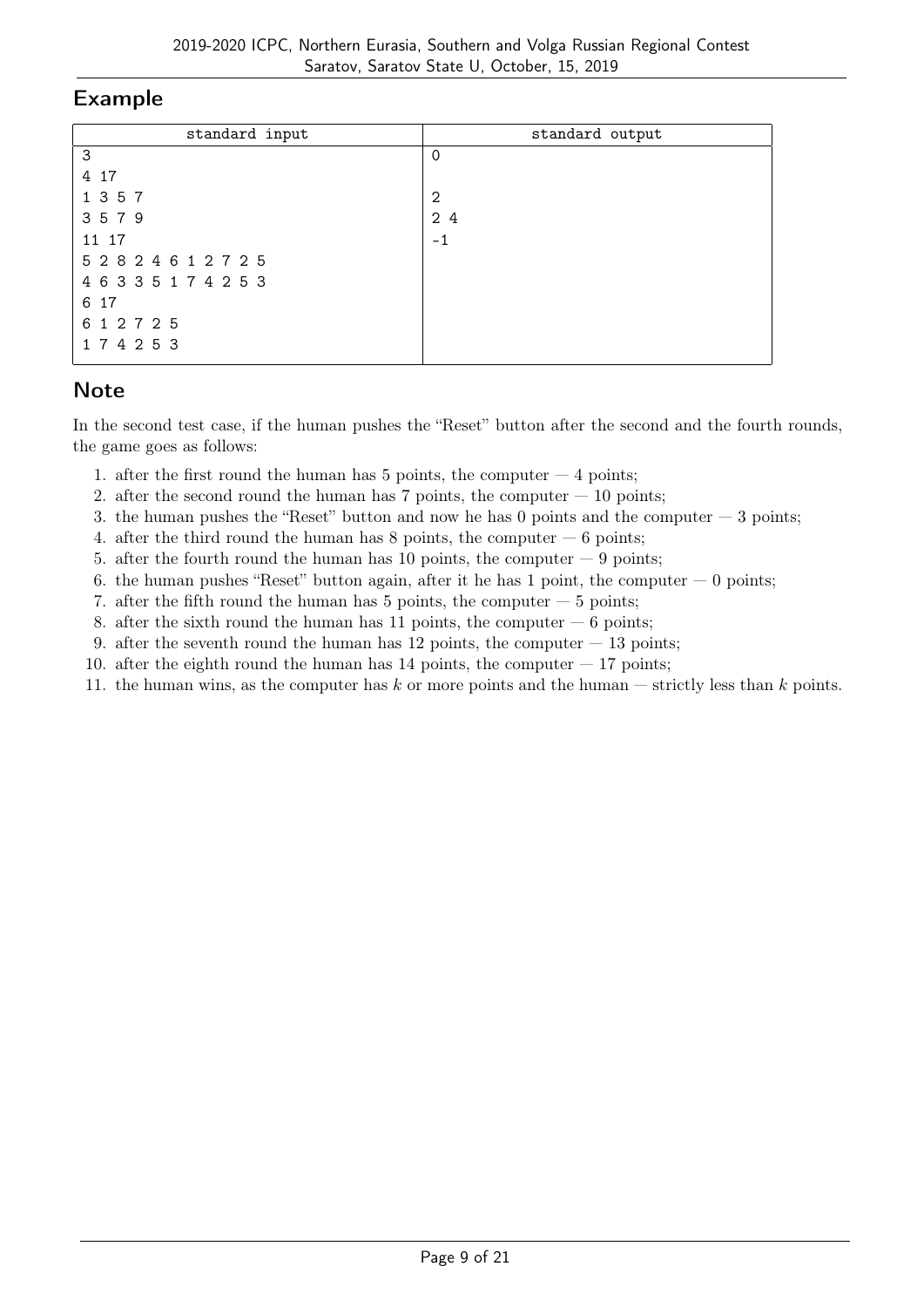## Example

| standard input | standard output |
|---|---|
| 3<br>4 17<br>1 3 5 7<br>3 5 7 9<br>11 17<br>5 2 8 2 4 6 1 2 7 2 5<br>4 6 3 3 5 1 7 4 2 5 3<br>6 17<br>6 1 2 7 2 5<br>1 7 4 2 5 3 | 0<br><br>2<br>2 4<br>-1 |

## Note

In the second test case, if the human pushes the "Reset" button after the second and the fourth rounds, the game goes as follows:

1. after the first round the human has 5 points, the computer — 4 points;
2. after the second round the human has 7 points, the computer — 10 points;
3. the human pushes the "Reset" button and now he has 0 points and the computer — 3 points;
4. after the third round the human has 8 points, the computer — 6 points;
5. after the fourth round the human has 10 points, the computer — 9 points;
6. the human pushes "Reset" button again, after it he has 1 point, the computer — 0 points;
7. after the fifth round the human has 5 points, the computer — 5 points;
8. after the sixth round the human has 11 points, the computer — 6 points;
9. after the seventh round the human has 12 points, the computer — 13 points;
10. after the eighth round the human has 14 points, the computer — 17 points;
11. the human wins, as the computer has $k$ or more points and the human — strictly less than $k$ points.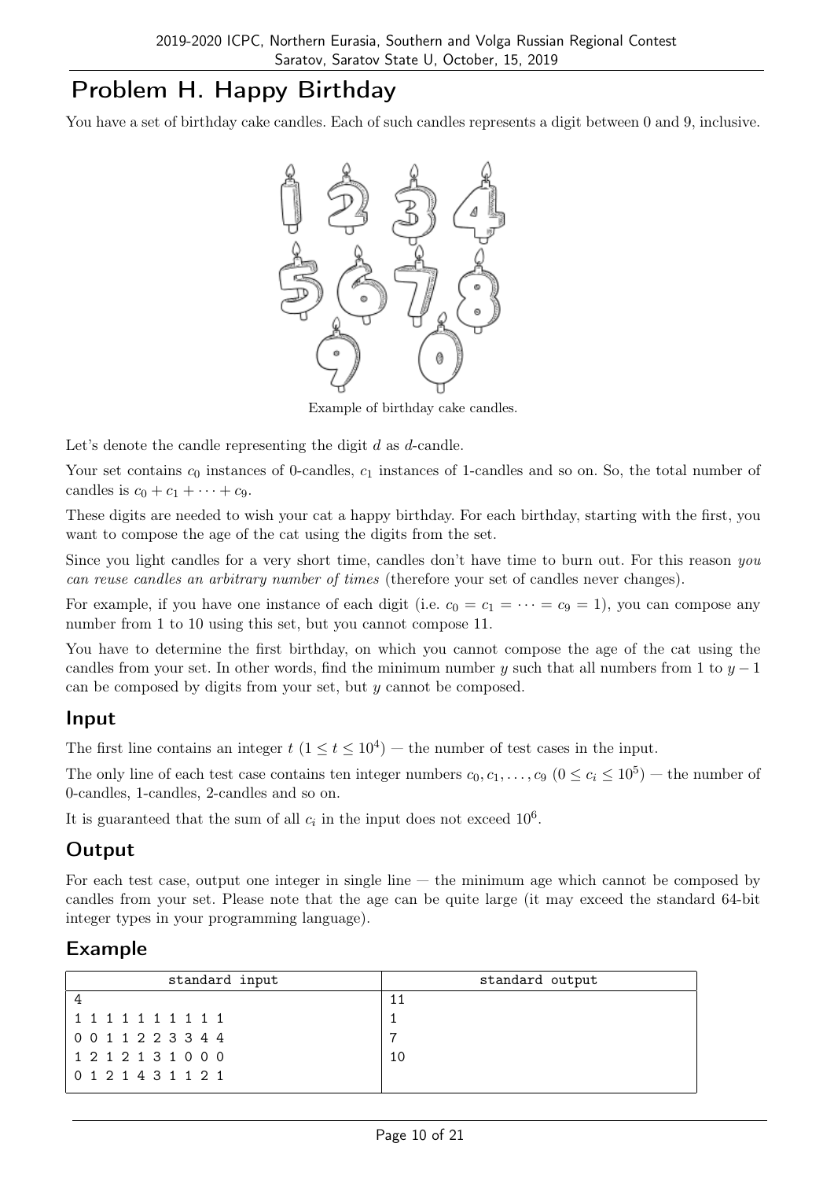# Problem H. Happy Birthday

You have a set of birthday cake candles. Each of such candles represents a digit between 0 and 9, inclusive.

Example of birthday cake candles.

Let's denote the candle representing the digit $d$ as $d$-candle.

Your set contains $c_0$ instances of 0-candles, $c_1$ instances of 1-candles and so on. So, the total number of candles is $c_0 + c_1 + \cdots + c_9$.

These digits are needed to wish your cat a happy birthday. For each birthday, starting with the first, you want to compose the age of the cat using the digits from the set.

Since you light candles for a very short time, candles don't have time to burn out. For this reason *you can reuse candles an arbitrary number of times* (therefore your set of candles never changes).

For example, if you have one instance of each digit (i.e. $c_0 = c_1 = \cdots = c_9 = 1$), you can compose any number from 1 to 10 using this set, but you cannot compose 11.

You have to determine the first birthday, on which you cannot compose the age of the cat using the candles from your set. In other words, find the minimum number $y$ such that all numbers from 1 to $y - 1$ can be composed by digits from your set, but $y$ cannot be composed.

## Input

The first line contains an integer $t$ ($1 \le t \le 10^4$) — the number of test cases in the input.

The only line of each test case contains ten integer numbers $c_0, c_1, \ldots, c_9$ ($0 \le c_i \le 10^5$) — the number of 0-candles, 1-candles, 2-candles and so on.

It is guaranteed that the sum of all $c_i$ in the input does not exceed $10^6$.

## Output

For each test case, output one integer in single line — the minimum age which cannot be composed by candles from your set. Please note that the age can be quite large (it may exceed the standard 64-bit integer types in your programming language).

## Example

| standard input | standard output |
| --- | --- |
| 4<br>1 1 1 1 1 1 1 1 1 1<br>0 0 1 1 2 2 3 3 4 4<br>1 2 1 2 1 3 1 0 0 0<br>0 1 2 1 4 3 1 1 2 1 | 11<br>1<br>7<br>10 |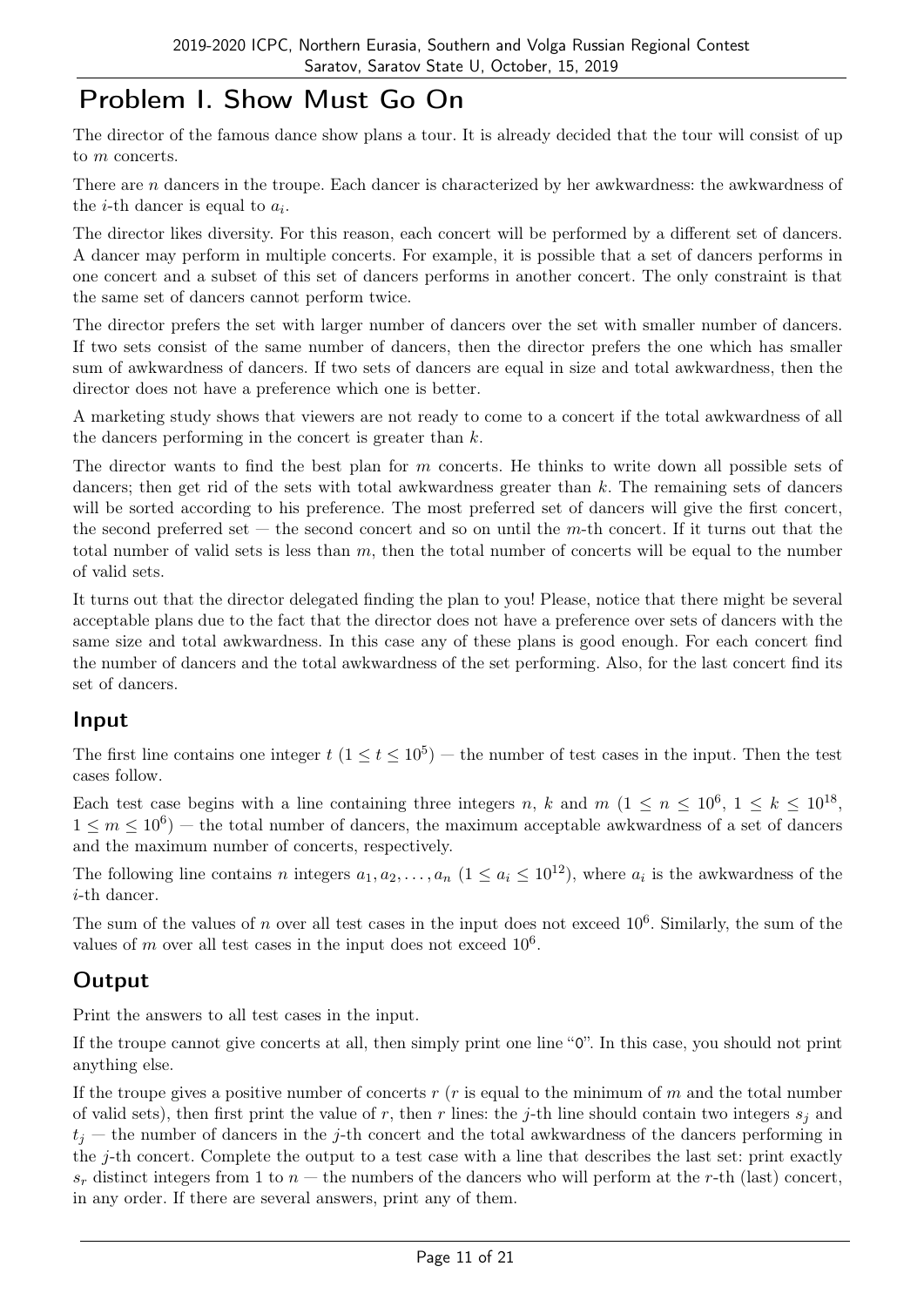# Problem I. Show Must Go On

The director of the famous dance show plans a tour. It is already decided that the tour will consist of up to $m$ concerts.

There are $n$ dancers in the troupe. Each dancer is characterized by her awkwardness: the awkwardness of the $i$-th dancer is equal to $a_i$.

The director likes diversity. For this reason, each concert will be performed by a different set of dancers. A dancer may perform in multiple concerts. For example, it is possible that a set of dancers performs in one concert and a subset of this set of dancers performs in another concert. The only constraint is that the same set of dancers cannot perform twice.

The director prefers the set with larger number of dancers over the set with smaller number of dancers. If two sets consist of the same number of dancers, then the director prefers the one which has smaller sum of awkwardness of dancers. If two sets of dancers are equal in size and total awkwardness, then the director does not have a preference which one is better.

A marketing study shows that viewers are not ready to come to a concert if the total awkwardness of all the dancers performing in the concert is greater than $k$.

The director wants to find the best plan for $m$ concerts. He thinks to write down all possible sets of dancers; then get rid of the sets with total awkwardness greater than $k$. The remaining sets of dancers will be sorted according to his preference. The most preferred set of dancers will give the first concert, the second preferred set — the second concert and so on until the $m$-th concert. If it turns out that the total number of valid sets is less than $m$, then the total number of concerts will be equal to the number of valid sets.

It turns out that the director delegated finding the plan to you! Please, notice that there might be several acceptable plans due to the fact that the director does not have a preference over sets of dancers with the same size and total awkwardness. In this case any of these plans is good enough. For each concert find the number of dancers and the total awkwardness of the set performing. Also, for the last concert find its set of dancers.

## Input

The first line contains one integer $t$ ($1 \le t \le 10^5$) — the number of test cases in the input. Then the test cases follow.

Each test case begins with a line containing three integers $n$, $k$ and $m$ ($1 \le n \le 10^6$, $1 \le k \le 10^{18}$, $1 \le m \le 10^6$) — the total number of dancers, the maximum acceptable awkwardness of a set of dancers and the maximum number of concerts, respectively.

The following line contains $n$ integers $a_1, a_2, \ldots, a_n$ ($1 \le a_i \le 10^{12}$), where $a_i$ is the awkwardness of the $i$-th dancer.

The sum of the values of $n$ over all test cases in the input does not exceed $10^6$. Similarly, the sum of the values of $m$ over all test cases in the input does not exceed $10^6$.

## Output

Print the answers to all test cases in the input.

If the troupe cannot give concerts at all, then simply print one line "0". In this case, you should not print anything else.

If the troupe gives a positive number of concerts $r$ ($r$ is equal to the minimum of $m$ and the total number of valid sets), then first print the value of $r$, then $r$ lines: the $j$-th line should contain two integers $s_j$ and $t_j$ — the number of dancers in the $j$-th concert and the total awkwardness of the dancers performing in the $j$-th concert. Complete the output to a test case with a line that describes the last set: print exactly $s_r$ distinct integers from 1 to $n$ — the numbers of the dancers who will perform at the $r$-th (last) concert, in any order. If there are several answers, print any of them.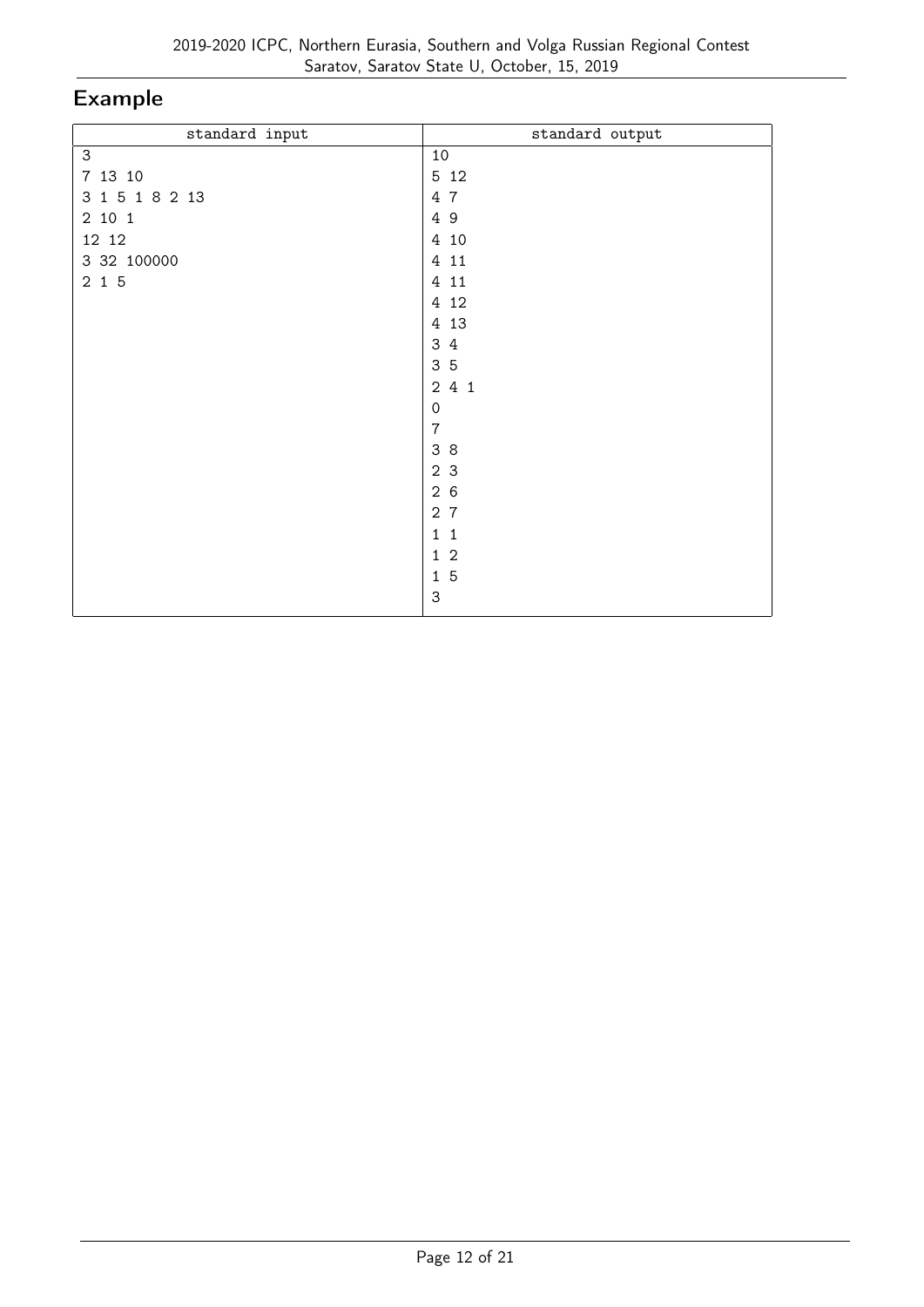## Example

| standard input | standard output |
| --- | --- |
| 3<br>7 13 10<br>3 1 5 1 8 2 13<br>2 10 1<br>12 12<br>3 32 100000<br>2 1 5 | 10<br>5 12<br>4 7<br>4 9<br>4 10<br>4 11<br>4 11<br>4 12<br>4 13<br>3 4<br>3 5<br>2 4 1<br>0<br>7<br>3 8<br>2 3<br>2 6<br>2 7<br>1 1<br>1 2<br>1 5<br>3 |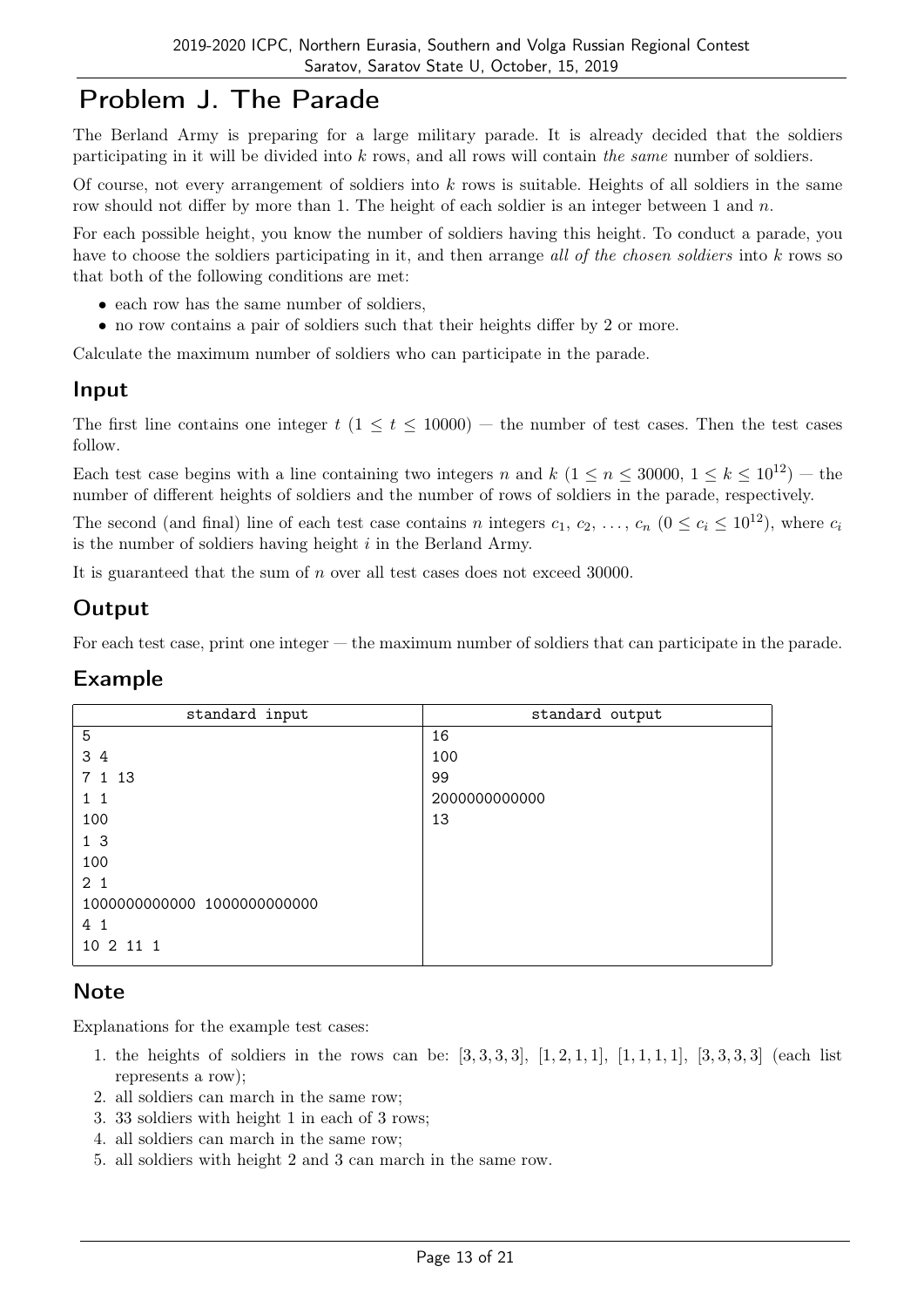# Problem J. The Parade

The Berland Army is preparing for a large military parade. It is already decided that the soldiers participating in it will be divided into $k$ rows, and all rows will contain *the same* number of soldiers.

Of course, not every arrangement of soldiers into $k$ rows is suitable. Heights of all soldiers in the same row should not differ by more than 1. The height of each soldier is an integer between 1 and $n$.

For each possible height, you know the number of soldiers having this height. To conduct a parade, you have to choose the soldiers participating in it, and then arrange *all of the chosen soldiers* into $k$ rows so that both of the following conditions are met:

- each row has the same number of soldiers,
- no row contains a pair of soldiers such that their heights differ by 2 or more.

Calculate the maximum number of soldiers who can participate in the parade.

## Input

The first line contains one integer $t$ ($1 \le t \le 10000$) — the number of test cases. Then the test cases follow.

Each test case begins with a line containing two integers $n$ and $k$ ($1 \le n \le 30000$, $1 \le k \le 10^{12}$) — the number of different heights of soldiers and the number of rows of soldiers in the parade, respectively.

The second (and final) line of each test case contains $n$ integers $c_1, c_2, \ldots, c_n$ ($0 \le c_i \le 10^{12}$), where $c_i$ is the number of soldiers having height $i$ in the Berland Army.

It is guaranteed that the sum of $n$ over all test cases does not exceed 30000.

## Output

For each test case, print one integer — the maximum number of soldiers that can participate in the parade.

## Example

| standard input | standard output |
|---|---|
| 5<br>3 4<br>7 1 13<br>1 1<br>100<br>1 3<br>100<br>2 1<br>1000000000000 1000000000000<br>4 1<br>10 2 11 1 | 16<br>100<br>99<br>2000000000000<br>13 |

## Note

Explanations for the example test cases:

1. the heights of soldiers in the rows can be: [3, 3, 3, 3], [1, 2, 1, 1], [1, 1, 1, 1], [3, 3, 3, 3] (each list represents a row);
2. all soldiers can march in the same row;
3. 33 soldiers with height 1 in each of 3 rows;
4. all soldiers can march in the same row;
5. all soldiers with height 2 and 3 can march in the same row.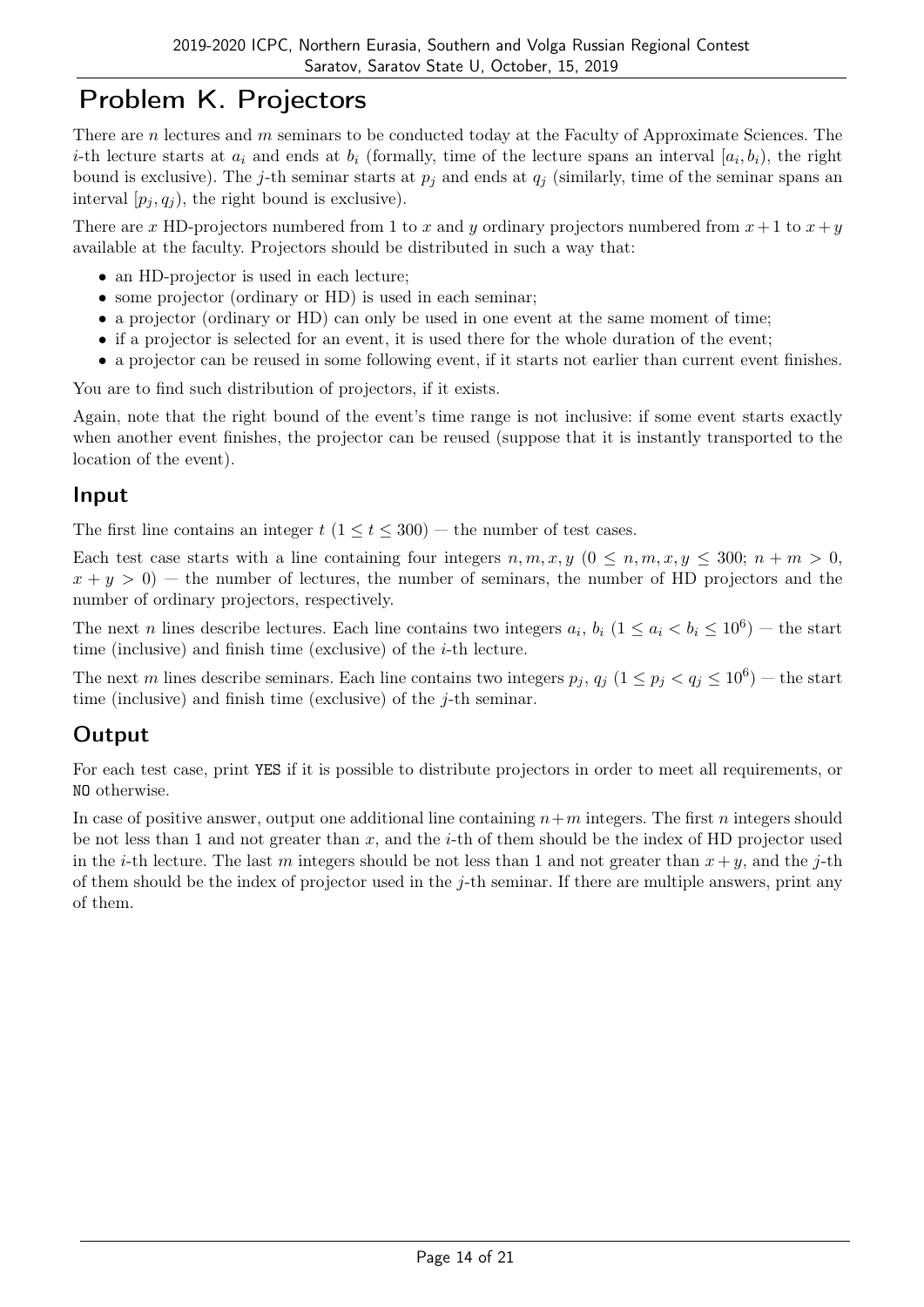# Problem K. Projectors

There are $n$ lectures and $m$ seminars to be conducted today at the Faculty of Approximate Sciences. The $i$-th lecture starts at $a_i$ and ends at $b_i$ (formally, time of the lecture spans an interval $[a_i, b_i)$, the right bound is exclusive). The $j$-th seminar starts at $p_j$ and ends at $q_j$ (similarly, time of the seminar spans an interval $[p_j, q_j)$, the right bound is exclusive).

There are $x$ HD-projectors numbered from 1 to $x$ and $y$ ordinary projectors numbered from $x + 1$ to $x + y$ available at the faculty. Projectors should be distributed in such a way that:

- an HD-projector is used in each lecture;
- some projector (ordinary or HD) is used in each seminar;
- a projector (ordinary or HD) can only be used in one event at the same moment of time;
- if a projector is selected for an event, it is used there for the whole duration of the event;
- a projector can be reused in some following event, if it starts not earlier than current event finishes.

You are to find such distribution of projectors, if it exists.

Again, note that the right bound of the event's time range is not inclusive: if some event starts exactly when another event finishes, the projector can be reused (suppose that it is instantly transported to the location of the event).

## Input

The first line contains an integer $t$ ($1 \le t \le 300$) — the number of test cases.

Each test case starts with a line containing four integers $n, m, x, y$ ($0 \le n, m, x, y \le 300$; $n + m > 0$, $x + y > 0$) — the number of lectures, the number of seminars, the number of HD projectors and the number of ordinary projectors, respectively.

The next $n$ lines describe lectures. Each line contains two integers $a_i$, $b_i$ ($1 \le a_i < b_i \le 10^6$) — the start time (inclusive) and finish time (exclusive) of the $i$-th lecture.

The next $m$ lines describe seminars. Each line contains two integers $p_j$, $q_j$ ($1 \le p_j < q_j \le 10^6$) — the start time (inclusive) and finish time (exclusive) of the $j$-th seminar.

## Output

For each test case, print YES if it is possible to distribute projectors in order to meet all requirements, or NO otherwise.

In case of positive answer, output one additional line containing $n+m$ integers. The first $n$ integers should be not less than 1 and not greater than $x$, and the $i$-th of them should be the index of HD projector used in the $i$-th lecture. The last $m$ integers should be not less than 1 and not greater than $x + y$, and the $j$-th of them should be the index of projector used in the $j$-th seminar. If there are multiple answers, print any of them.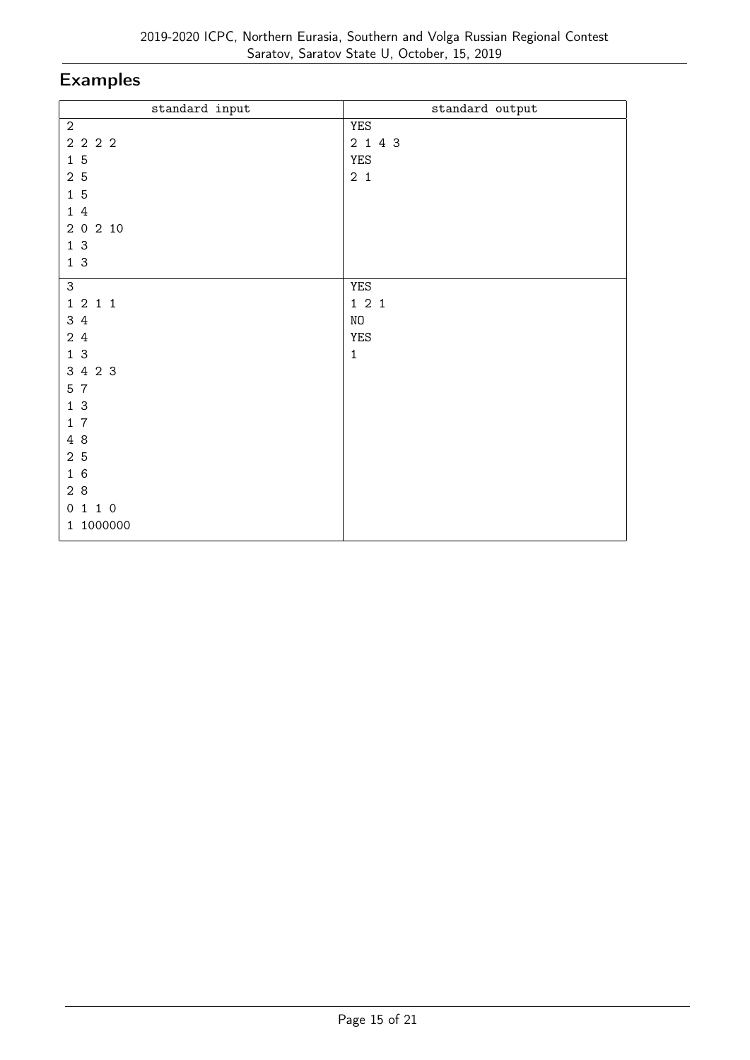## Examples

| standard input | standard output |
| --- | --- |
| 2<br>2 2 2 2<br>1 5<br>2 5<br>1 5<br>1 4<br>2 0 2 10<br>1 3<br>1 3 | YES<br>2 1 4 3<br>YES<br>2 1 |
| 3<br>1 2 1 1<br>3 4<br>2 4<br>1 3<br>3 4 2 3<br>5 7<br>1 3<br>1 7<br>4 8<br>2 5<br>1 6<br>2 8<br>0 1 1 0<br>1 1000000 | YES<br>1 2 1<br>NO<br>YES<br>1 |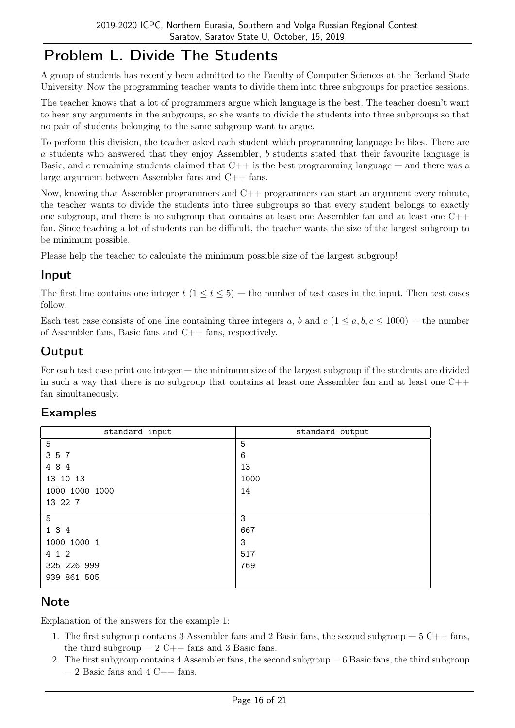# Problem L. Divide The Students

A group of students has recently been admitted to the Faculty of Computer Sciences at the Berland State University. Now the programming teacher wants to divide them into three subgroups for practice sessions.

The teacher knows that a lot of programmers argue which language is the best. The teacher doesn't want to hear any arguments in the subgroups, so she wants to divide the students into three subgroups so that no pair of students belonging to the same subgroup want to argue.

To perform this division, the teacher asked each student which programming language he likes. There are $a$ students who answered that they enjoy Assembler, $b$ students stated that their favourite language is Basic, and $c$ remaining students claimed that C++ is the best programming language — and there was a large argument between Assembler fans and C++ fans.

Now, knowing that Assembler programmers and C++ programmers can start an argument every minute, the teacher wants to divide the students into three subgroups so that every student belongs to exactly one subgroup, and there is no subgroup that contains at least one Assembler fan and at least one C++ fan. Since teaching a lot of students can be difficult, the teacher wants the size of the largest subgroup to be minimum possible.

Please help the teacher to calculate the minimum possible size of the largest subgroup!

## Input

The first line contains one integer $t$ ($1 \le t \le 5$) — the number of test cases in the input. Then test cases follow.

Each test case consists of one line containing three integers $a$, $b$ and $c$ ($1 \le a, b, c \le 1000$) — the number of Assembler fans, Basic fans and C++ fans, respectively.

## Output

For each test case print one integer — the minimum size of the largest subgroup if the students are divided in such a way that there is no subgroup that contains at least one Assembler fan and at least one C++ fan simultaneously.

## Examples

| standard input | standard output |
|---|---|
| 5<br>3 5 7<br>4 8 4<br>13 10 13<br>1000 1000 1000<br>13 22 7 | 5<br>6<br>13<br>1000<br>14 |
| 5<br>1 3 4<br>1000 1000 1<br>4 1 2<br>325 226 999<br>939 861 505 | 3<br>667<br>3<br>517<br>769 |

## Note

Explanation of the answers for the example 1:

1. The first subgroup contains 3 Assembler fans and 2 Basic fans, the second subgroup — 5 C++ fans, the third subgroup — 2 C++ fans and 3 Basic fans.
2. The first subgroup contains 4 Assembler fans, the second subgroup — 6 Basic fans, the third subgroup — 2 Basic fans and 4 C++ fans.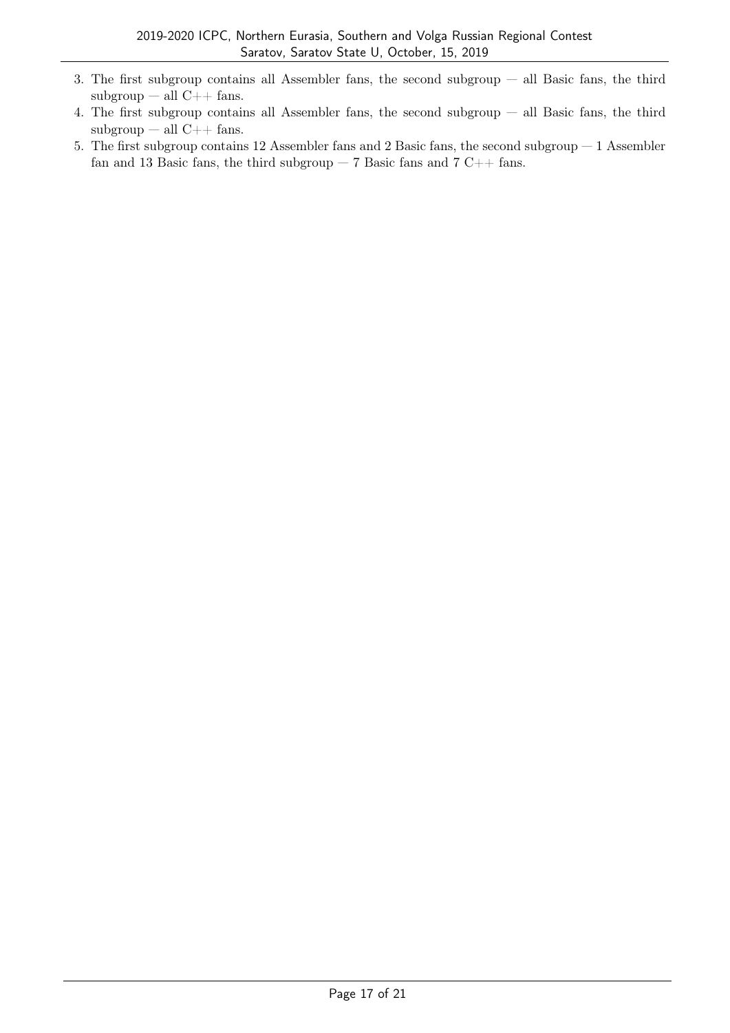3. The first subgroup contains all Assembler fans, the second subgroup — all Basic fans, the third subgroup — all C++ fans.
4. The first subgroup contains all Assembler fans, the second subgroup — all Basic fans, the third subgroup — all C++ fans.
5. The first subgroup contains 12 Assembler fans and 2 Basic fans, the second subgroup — 1 Assembler fan and 13 Basic fans, the third subgroup — 7 Basic fans and 7 C++ fans.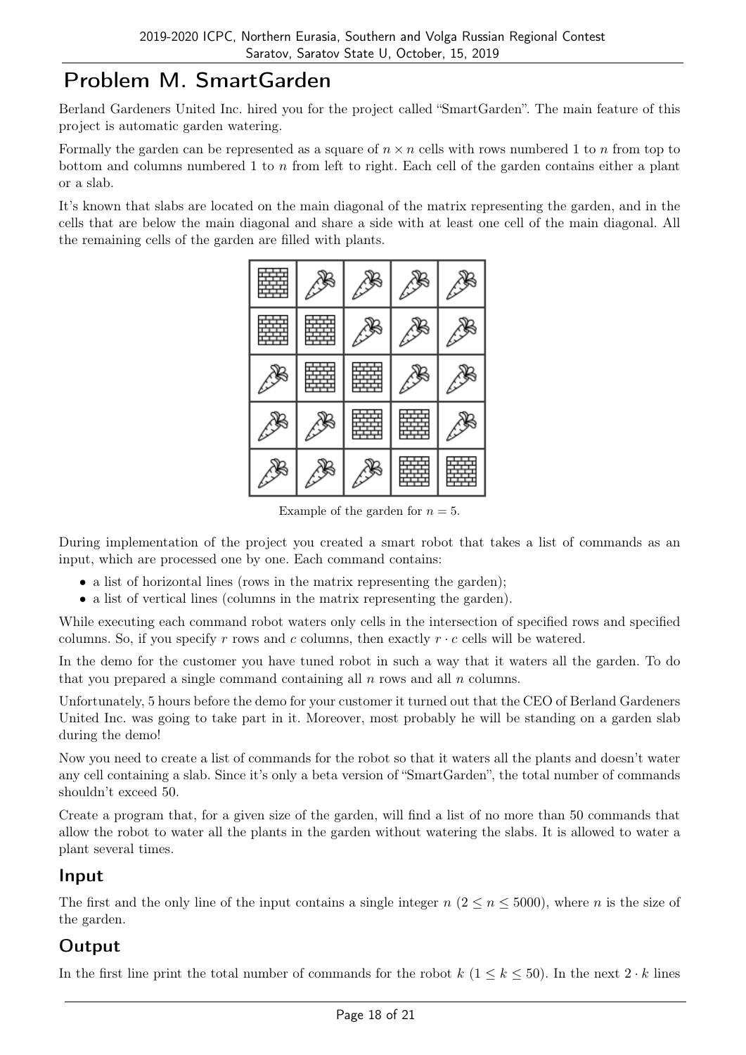# Problem M. SmartGarden

Berland Gardeners United Inc. hired you for the project called "SmartGarden". The main feature of this project is automatic garden watering.

Formally the garden can be represented as a square of $n \times n$ cells with rows numbered 1 to $n$ from top to bottom and columns numbered 1 to $n$ from left to right. Each cell of the garden contains either a plant or a slab.

It's known that slabs are located on the main diagonal of the matrix representing the garden, and in the cells that are below the main diagonal and share a side with at least one cell of the main diagonal. All the remaining cells of the garden are filled with plants.

Example of the garden for $n = 5$.

During implementation of the project you created a smart robot that takes a list of commands as an input, which are processed one by one. Each command contains:

- a list of horizontal lines (rows in the matrix representing the garden);
- a list of vertical lines (columns in the matrix representing the garden).

While executing each command robot waters only cells in the intersection of specified rows and specified columns. So, if you specify $r$ rows and $c$ columns, then exactly $r \cdot c$ cells will be watered.

In the demo for the customer you have tuned robot in such a way that it waters all the garden. To do that you prepared a single command containing all $n$ rows and all $n$ columns.

Unfortunately, 5 hours before the demo for your customer it turned out that the CEO of Berland Gardeners United Inc. was going to take part in it. Moreover, most probably he will be standing on a garden slab during the demo!

Now you need to create a list of commands for the robot so that it waters all the plants and doesn't water any cell containing a slab. Since it's only a beta version of "SmartGarden", the total number of commands shouldn't exceed 50.

Create a program that, for a given size of the garden, will find a list of no more than 50 commands that allow the robot to water all the plants in the garden without watering the slabs. It is allowed to water a plant several times.

## Input

The first and the only line of the input contains a single integer $n$ ($2 \le n \le 5000$), where $n$ is the size of the garden.

## Output

In the first line print the total number of commands for the robot $k$ ($1 \le k \le 50$). In the next $2 \cdot k$ lines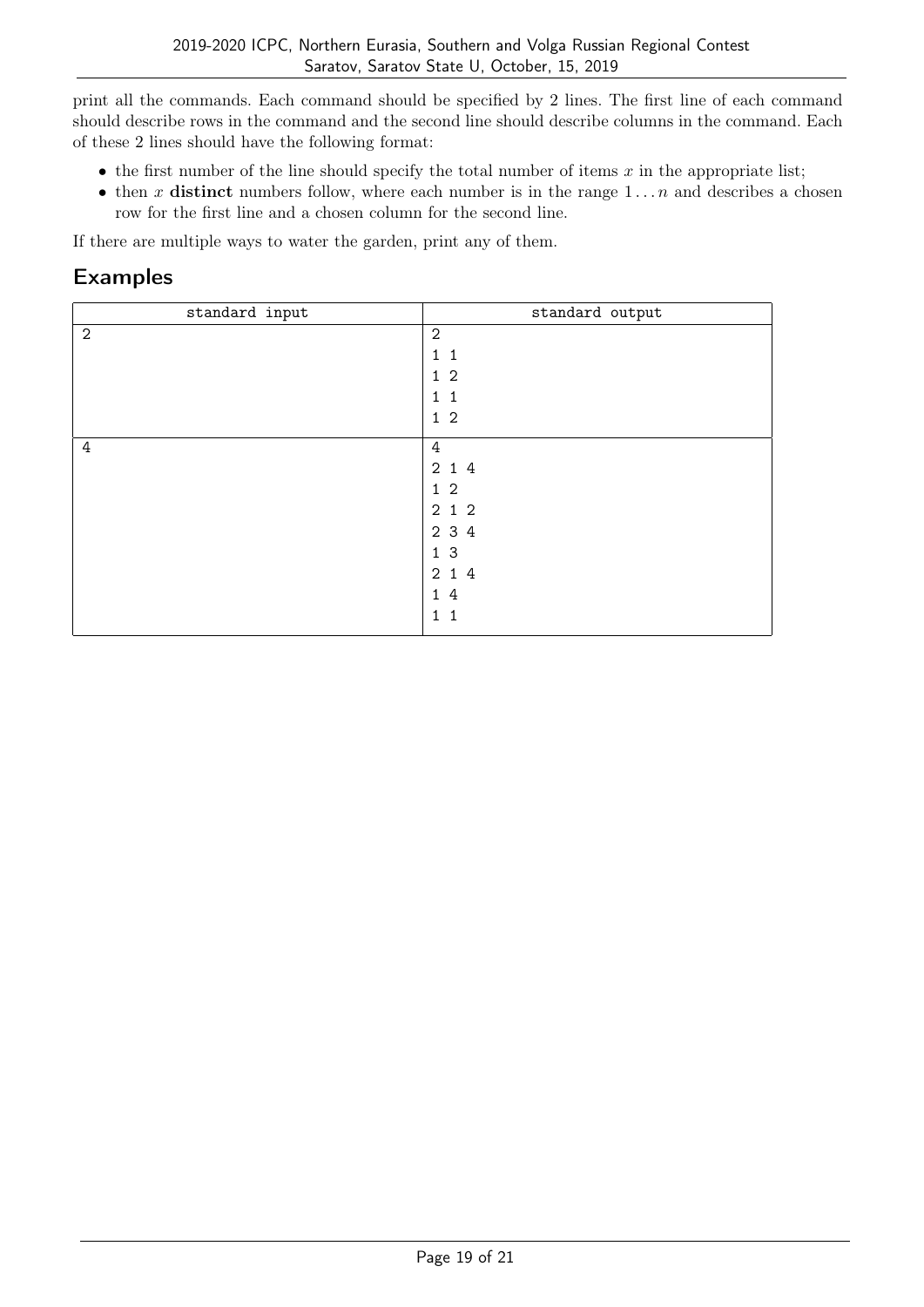print all the commands. Each command should be specified by 2 lines. The first line of each command should describe rows in the command and the second line should describe columns in the command. Each of these 2 lines should have the following format:

- the first number of the line should specify the total number of items $x$ in the appropriate list;
- then $x$ **distinct** numbers follow, where each number is in the range $1 \ldots n$ and describes a chosen row for the first line and a chosen column for the second line.

If there are multiple ways to water the garden, print any of them.

## Examples

| standard input | standard output |
|---|---|
| 2 | 2<br>1 1<br>1 2<br>1 1<br>1 2 |
| 4 | 4<br>2 1 4<br>1 2<br>2 1 2<br>2 3 4<br>1 3<br>2 1 4<br>1 4<br>1 1 |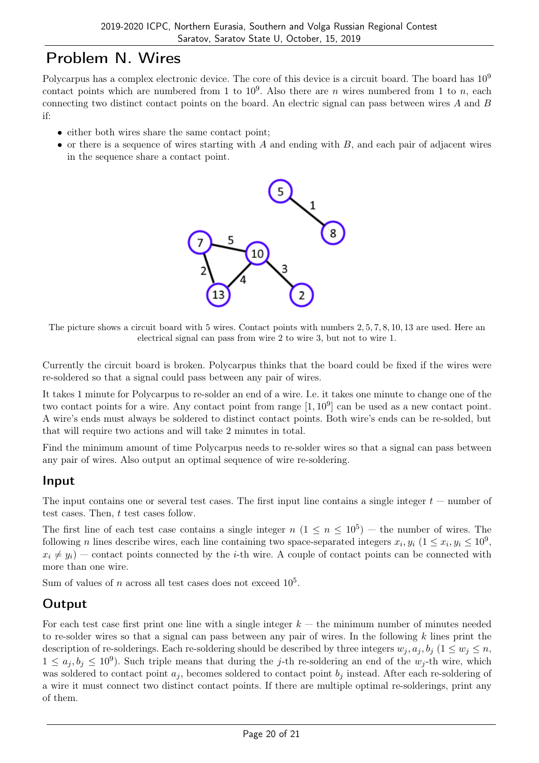# Problem N. Wires

Polycarpus has a complex electronic device. The core of this device is a circuit board. The board has $10^9$ contact points which are numbered from 1 to $10^9$. Also there are $n$ wires numbered from 1 to $n$, each connecting two distinct contact points on the board. An electric signal can pass between wires $A$ and $B$ if:

- either both wires share the same contact point;
- or there is a sequence of wires starting with $A$ and ending with $B$, and each pair of adjacent wires in the sequence share a contact point.

The picture shows a circuit board with 5 wires. Contact points with numbers 2, 5, 7, 8, 10, 13 are used. Here an electrical signal can pass from wire 2 to wire 3, but not to wire 1.

Currently the circuit board is broken. Polycarpus thinks that the board could be fixed if the wires were re-soldered so that a signal could pass between any pair of wires.

It takes 1 minute for Polycarpus to re-solder an end of a wire. I.e. it takes one minute to change one of the two contact points for a wire. Any contact point from range $[1, 10^9]$ can be used as a new contact point. A wire's ends must always be soldered to distinct contact points. Both wire's ends can be re-solded, but that will require two actions and will take 2 minutes in total.

Find the minimum amount of time Polycarpus needs to re-solder wires so that a signal can pass between any pair of wires. Also output an optimal sequence of wire re-soldering.

## Input

The input contains one or several test cases. The first input line contains a single integer $t$ — number of test cases. Then, $t$ test cases follow.

The first line of each test case contains a single integer $n$ ($1 \le n \le 10^5$) — the number of wires. The following $n$ lines describe wires, each line containing two space-separated integers $x_i, y_i$ ($1 \le x_i, y_i \le 10^9$, $x_i \ne y_i$) — contact points connected by the $i$-th wire. A couple of contact points can be connected with more than one wire.

Sum of values of $n$ across all test cases does not exceed $10^5$.

## Output

For each test case first print one line with a single integer $k$ — the minimum number of minutes needed to re-solder wires so that a signal can pass between any pair of wires. In the following $k$ lines print the description of re-solderings. Each re-soldering should be described by three integers $w_j, a_j, b_j$ ($1 \le w_j \le n$, $1 \le a_j, b_j \le 10^9$). Such triple means that during the $j$-th re-soldering an end of the $w_j$-th wire, which was soldered to contact point $a_j$, becomes soldered to contact point $b_j$ instead. After each re-soldering of a wire it must connect two distinct contact points. If there are multiple optimal re-solderings, print any of them.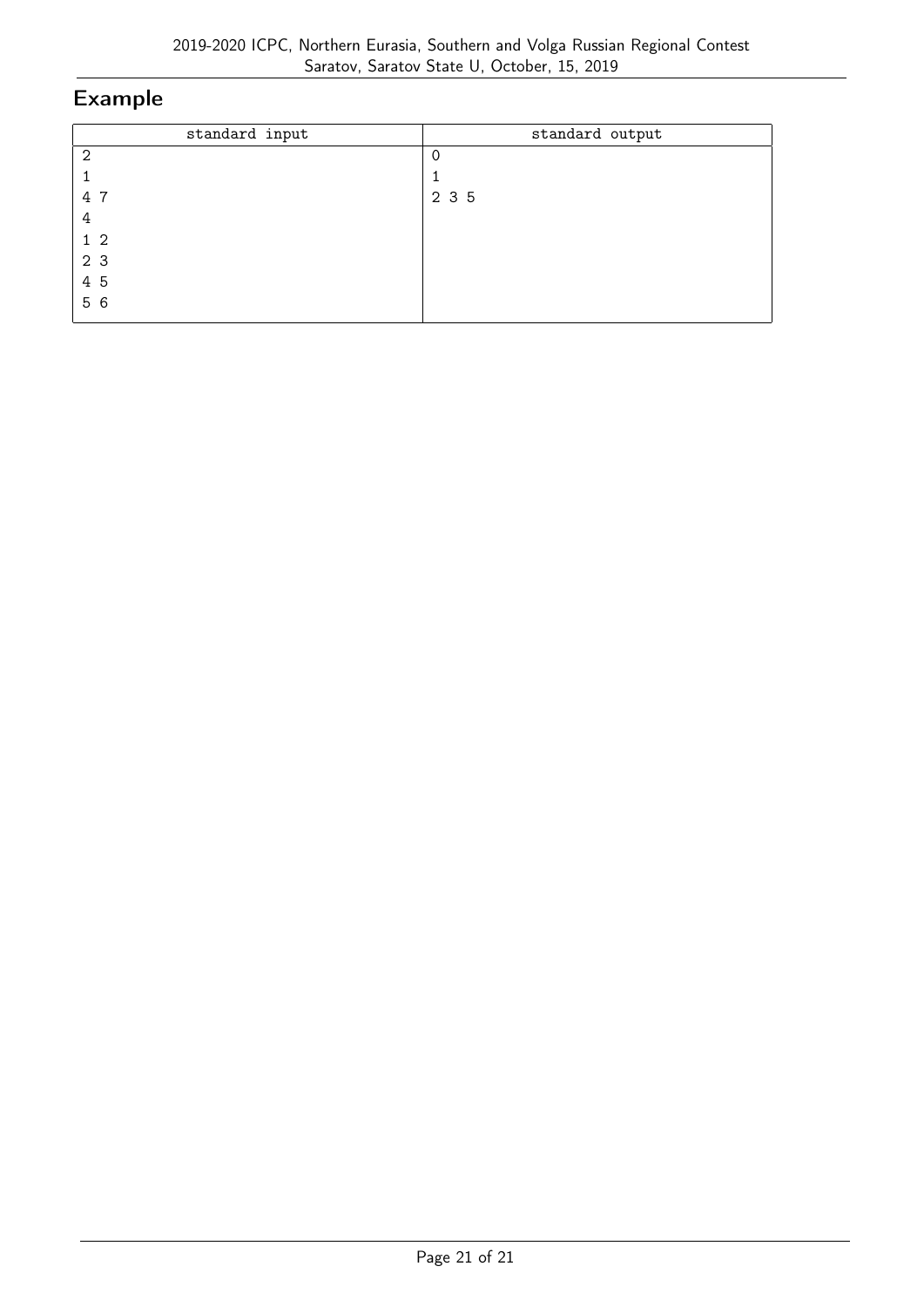## Example

| standard input | standard output |
|---|---|
| 2<br>1<br>4 7<br>4<br>1 2<br>2 3<br>4 5<br>5 6 | 0<br>1<br>2 3 5 |